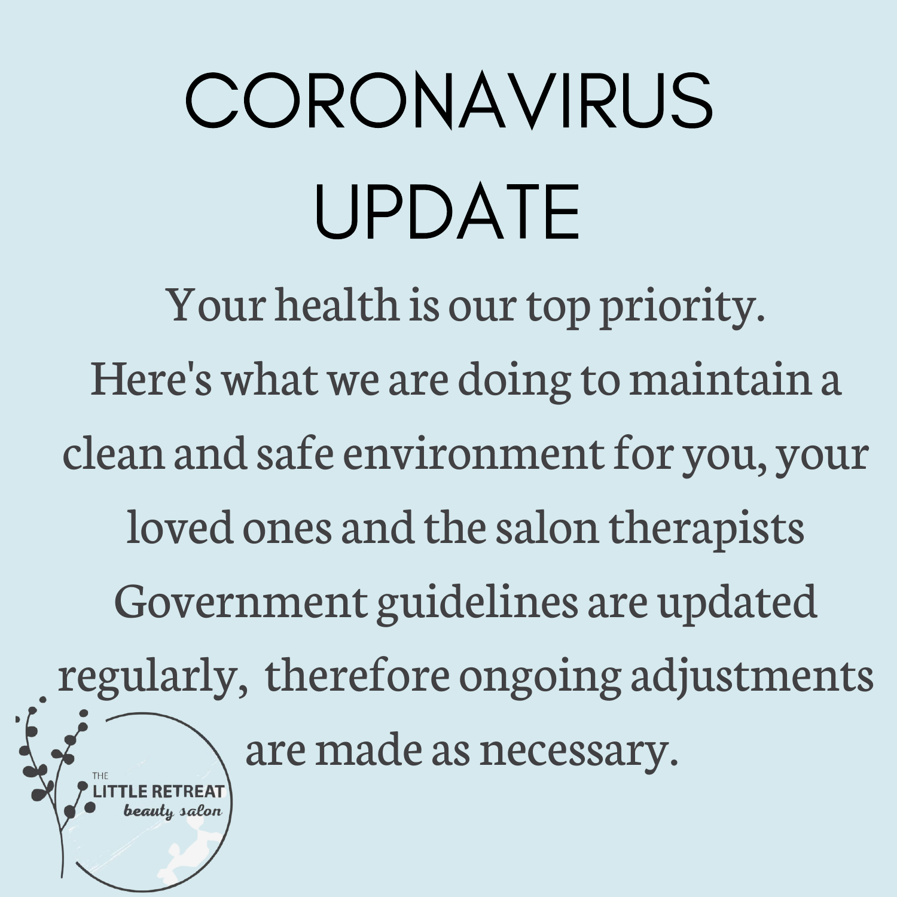# CORONAVIRUS UPDATE

Your health is our top priority.
Here's what we are doing to maintain a clean and safe environment for you, your loved ones and the salon therapists
Government guidelines are updated regularly, therefore ongoing adjustments are made as necessary.

THE LITTLE RETREAT
*beauty salon*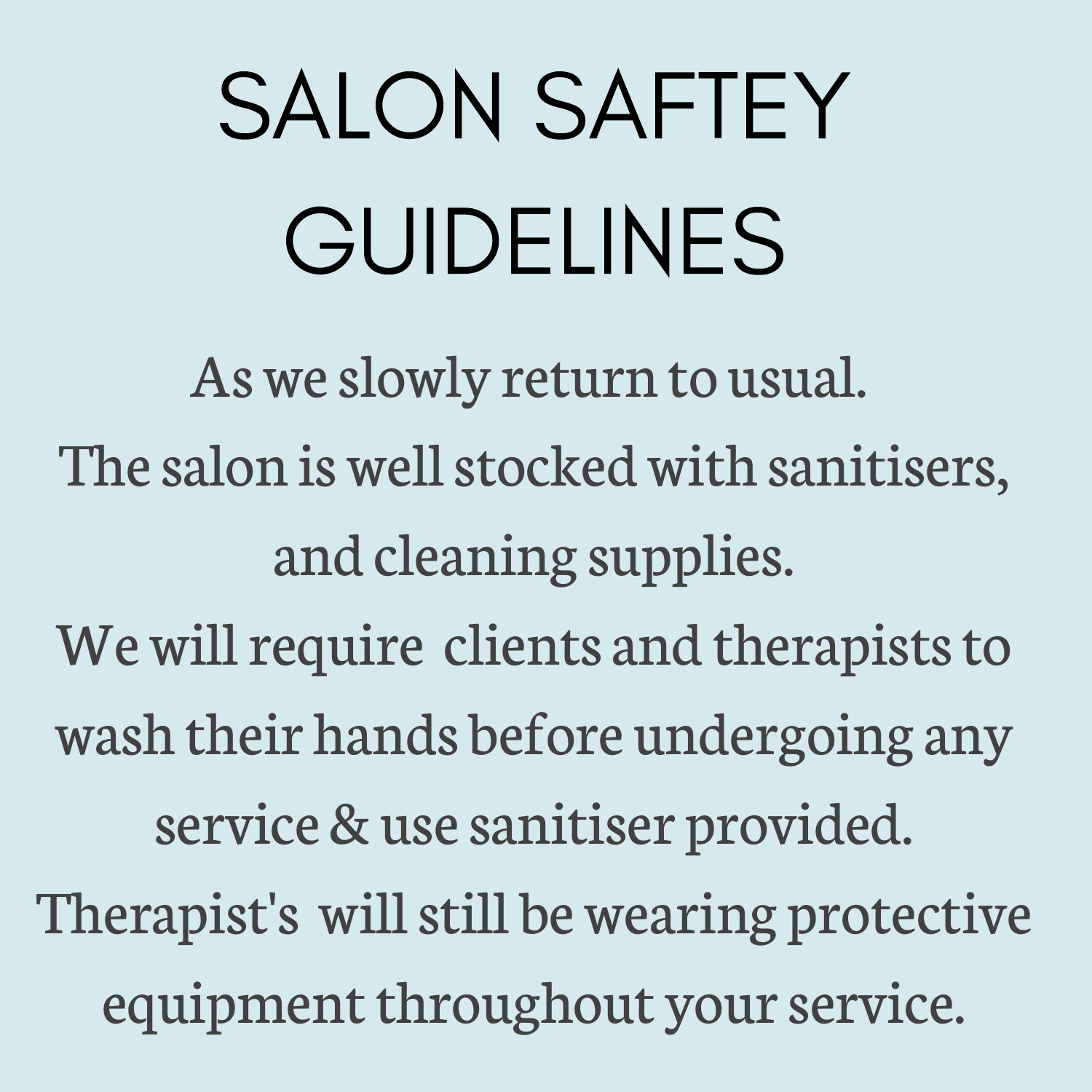# SALON SAFTEY GUIDELINES

As we slowly return to usual.
The salon is well stocked with sanitisers, and cleaning supplies.
We will require clients and therapists to wash their hands before undergoing any service & use sanitiser provided.
Therapist's will still be wearing protective equipment throughout your service.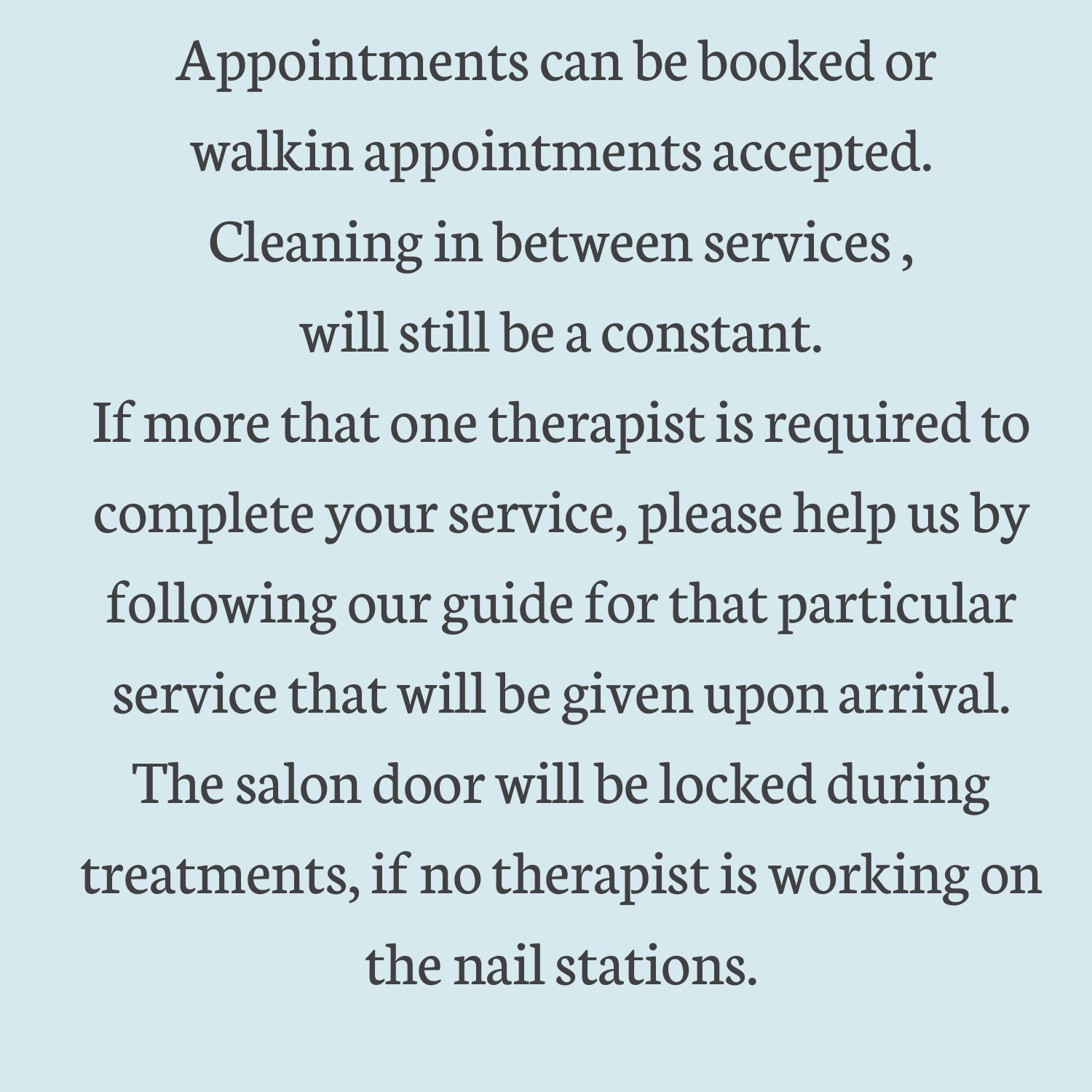Appointments can be booked or walkin appointments accepted.

Cleaning in between services , will still be a constant.

If more that one therapist is required to complete your service, please help us by following our guide for that particular service that will be given upon arrival.

The salon door will be locked during treatments, if no therapist is working on the nail stations.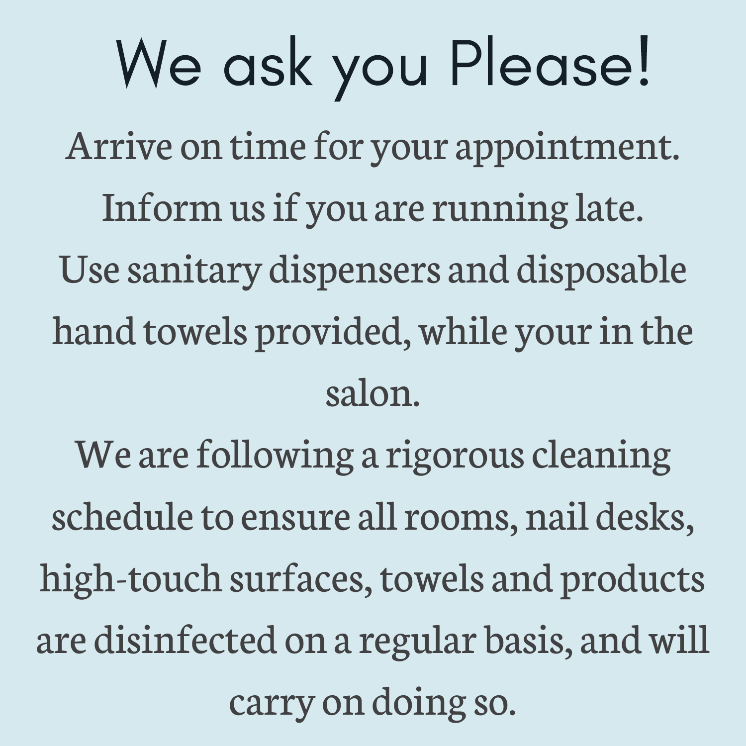# We ask you Please!

Arrive on time for your appointment.

Inform us if you are running late.

Use sanitary dispensers and disposable hand towels provided, while your in the salon.

We are following a rigorous cleaning schedule to ensure all rooms, nail desks, high-touch surfaces, towels and products are disinfected on a regular basis, and will carry on doing so.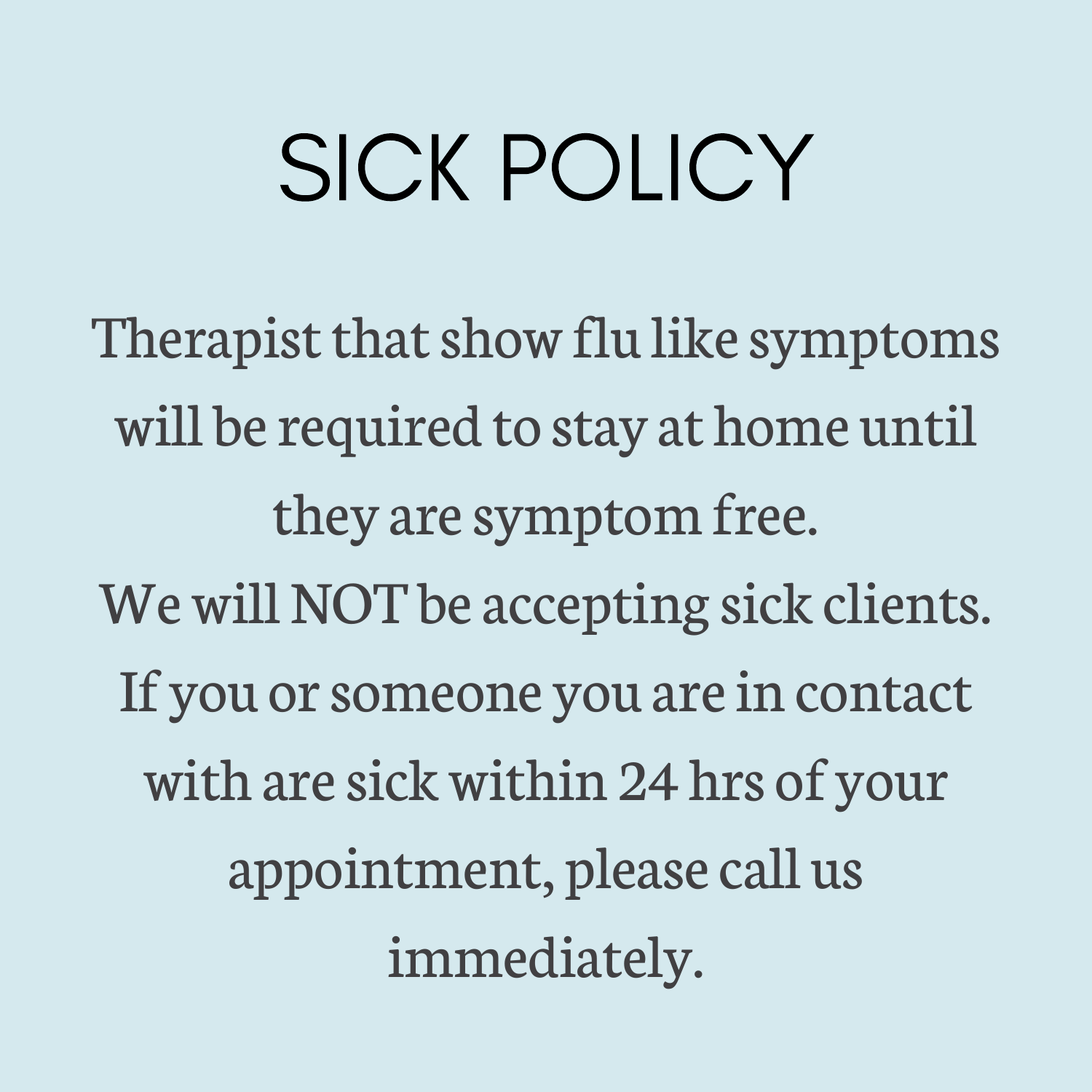# SICK POLICY

Therapist that show flu like symptoms will be required to stay at home until they are symptom free.

We will NOT be accepting sick clients.

If you or someone you are in contact with are sick within 24 hrs of your appointment, please call us immediately.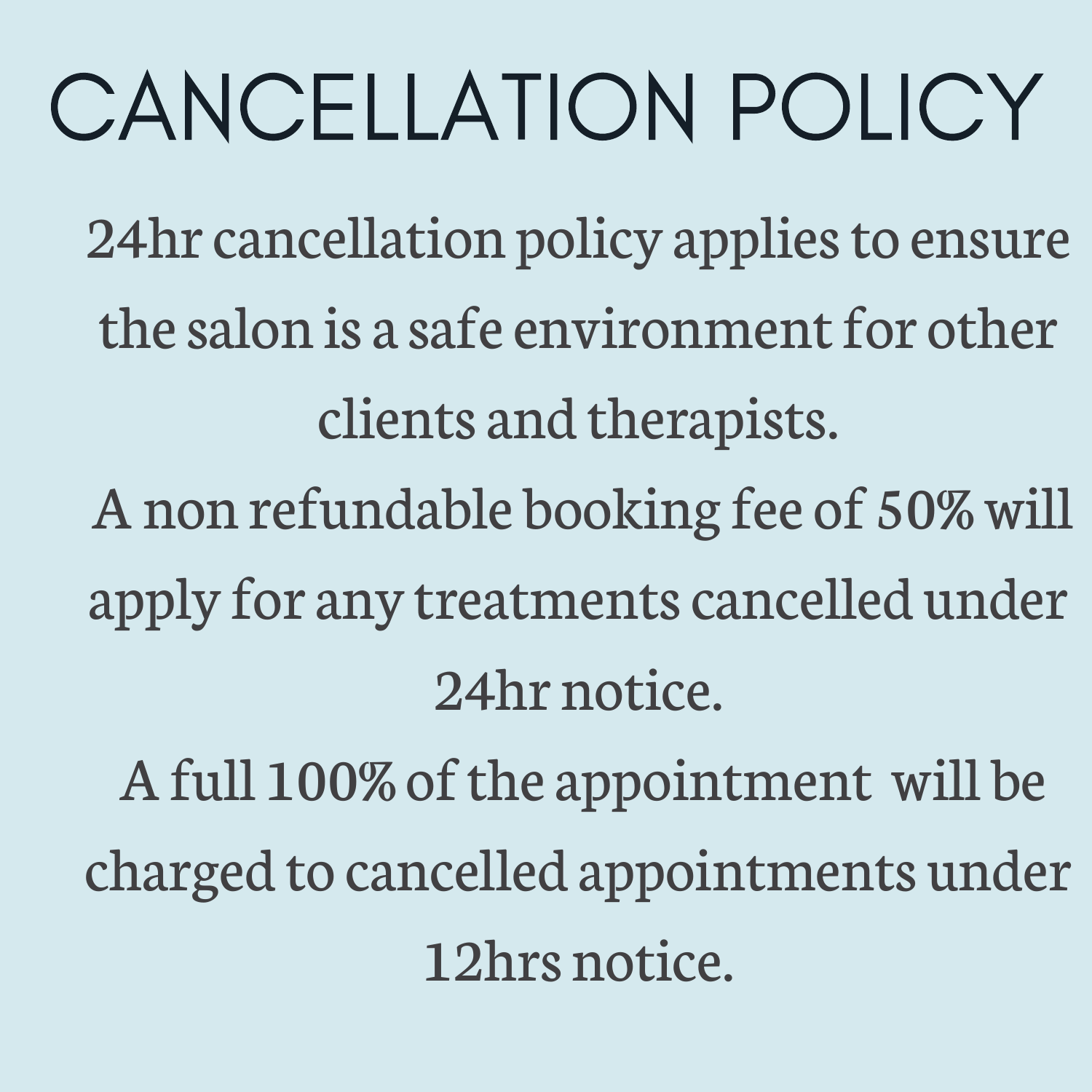# CANCELLATION POLICY

24hr cancellation policy applies to ensure the salon is a safe environment for other clients and therapists.

A non refundable booking fee of 50% will apply for any treatments cancelled under 24hr notice.

A full 100% of the appointment will be charged to cancelled appointments under 12hrs notice.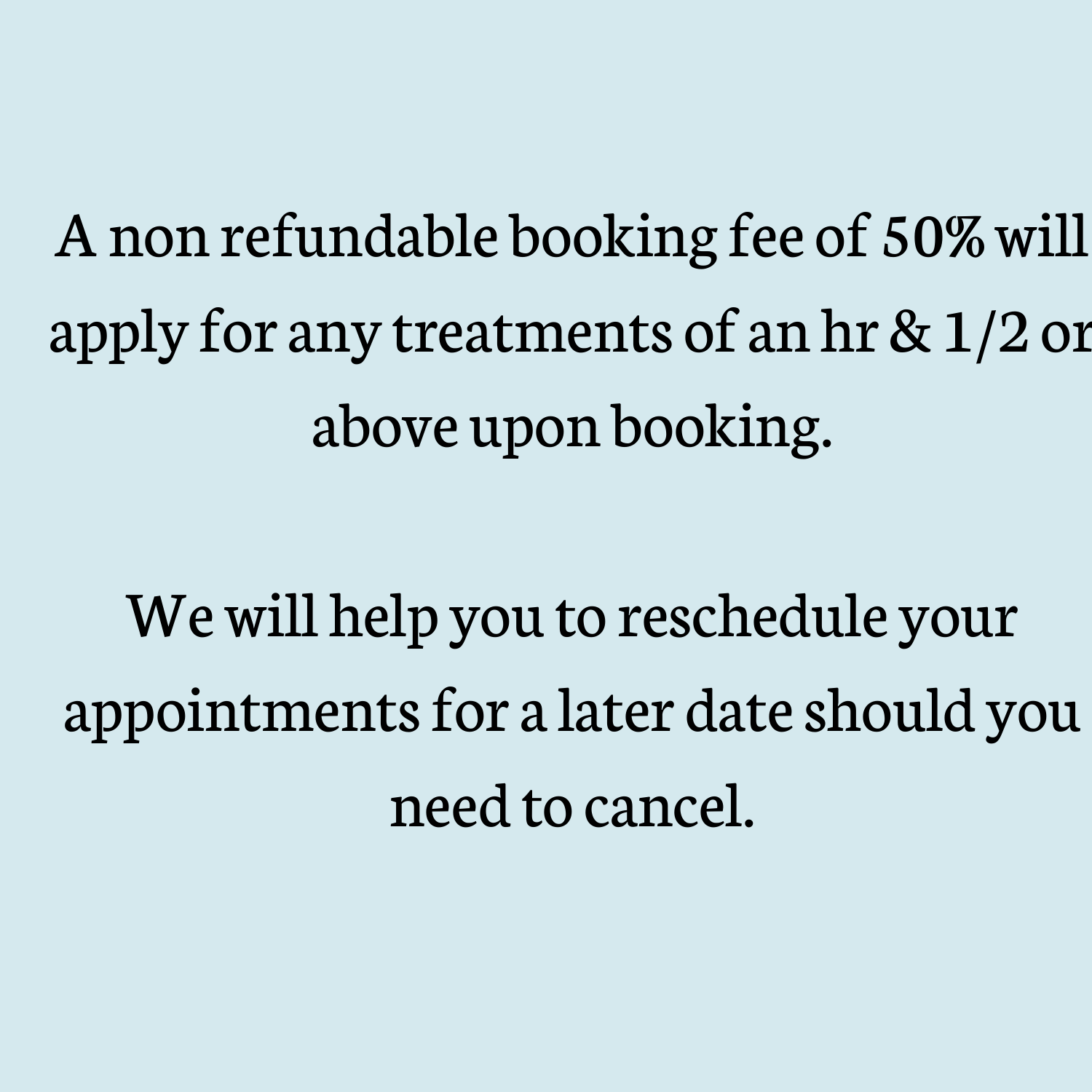A non refundable booking fee of 50% will apply for any treatments of an hr & 1/2 or above upon booking.

We will help you to reschedule your appointments for a later date should you need to cancel.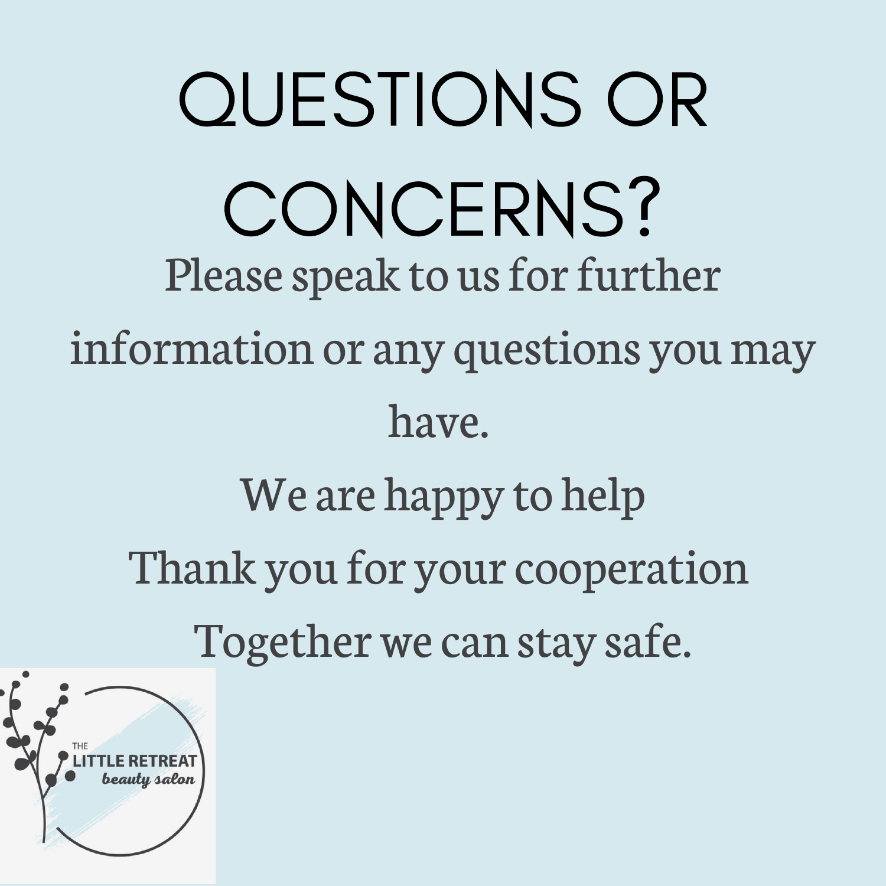# QUESTIONS OR CONCERNS?

Please speak to us for further information or any questions you may have.

We are happy to help

Thank you for your cooperation

Together we can stay safe.

THE LITTLE RETREAT *beauty salon*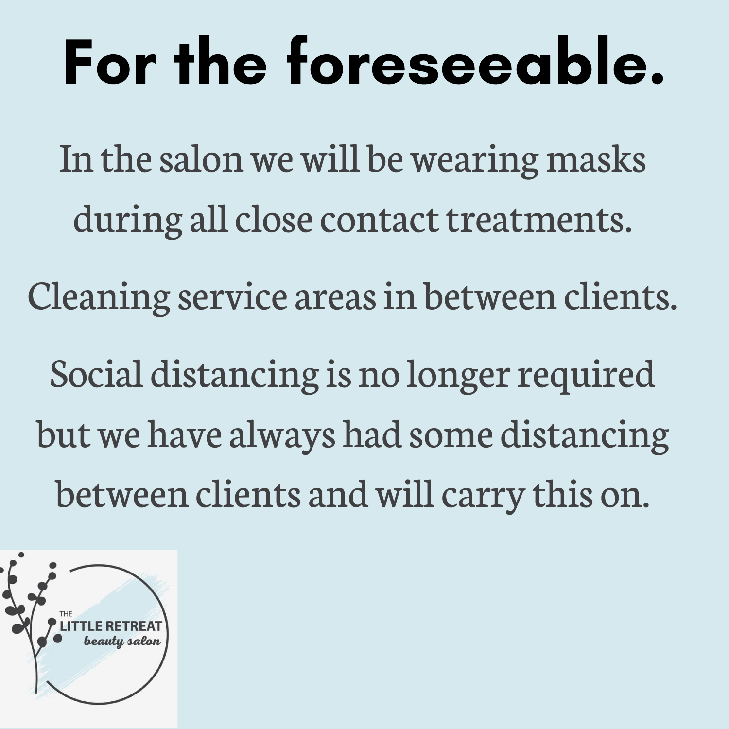# For the foreseeable.

In the salon we will be wearing masks during all close contact treatments.

Cleaning service areas in between clients.

Social distancing is no longer required but we have always had some distancing between clients and will carry this on.

THE LITTLE RETREAT *beauty salon*